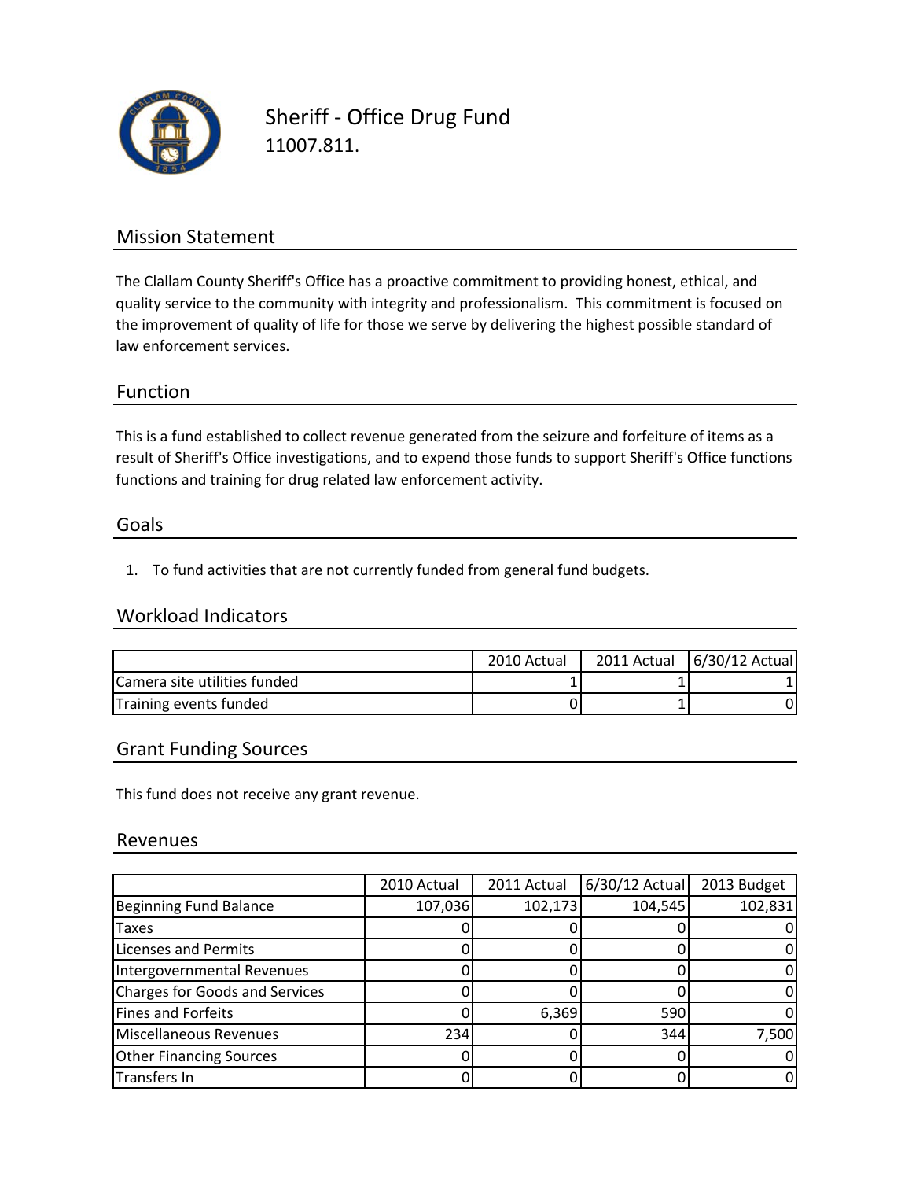# Sheriff - Office Drug Fund

11007.811.

## Mission Statement

The Clallam County Sheriff's Office has a proactive commitment to providing honest, ethical, and quality service to the community with integrity and professionalism. This commitment is focused on the improvement of quality of life for those we serve by delivering the highest possible standard of law enforcement services.

## Function

This is a fund established to collect revenue generated from the seizure and forfeiture of items as a result of Sheriff's Office investigations, and to expend those funds to support Sheriff's Office functions functions and training for drug related law enforcement activity.

## Goals

1. To fund activities that are not currently funded from general fund budgets.

## Workload Indicators

| | 2010 Actual | 2011 Actual | 6/30/12 Actual |
|---|---|---|---|
| Camera site utilities funded | 1 | 1 | 1 |
| Training events funded | 0 | 1 | 0 |

## Grant Funding Sources

This fund does not receive any grant revenue.

## Revenues

| | 2010 Actual | 2011 Actual | 6/30/12 Actual | 2013 Budget |
|---|---|---|---|---|
| Beginning Fund Balance | 107,036 | 102,173 | 104,545 | 102,831 |
| Taxes | 0 | 0 | 0 | 0 |
| Licenses and Permits | 0 | 0 | 0 | 0 |
| Intergovernmental Revenues | 0 | 0 | 0 | 0 |
| Charges for Goods and Services | 0 | 0 | 0 | 0 |
| Fines and Forfeits | 0 | 6,369 | 590 | 0 |
| Miscellaneous Revenues | 234 | 0 | 344 | 7,500 |
| Other Financing Sources | 0 | 0 | 0 | 0 |
| Transfers In | 0 | 0 | 0 | 0 |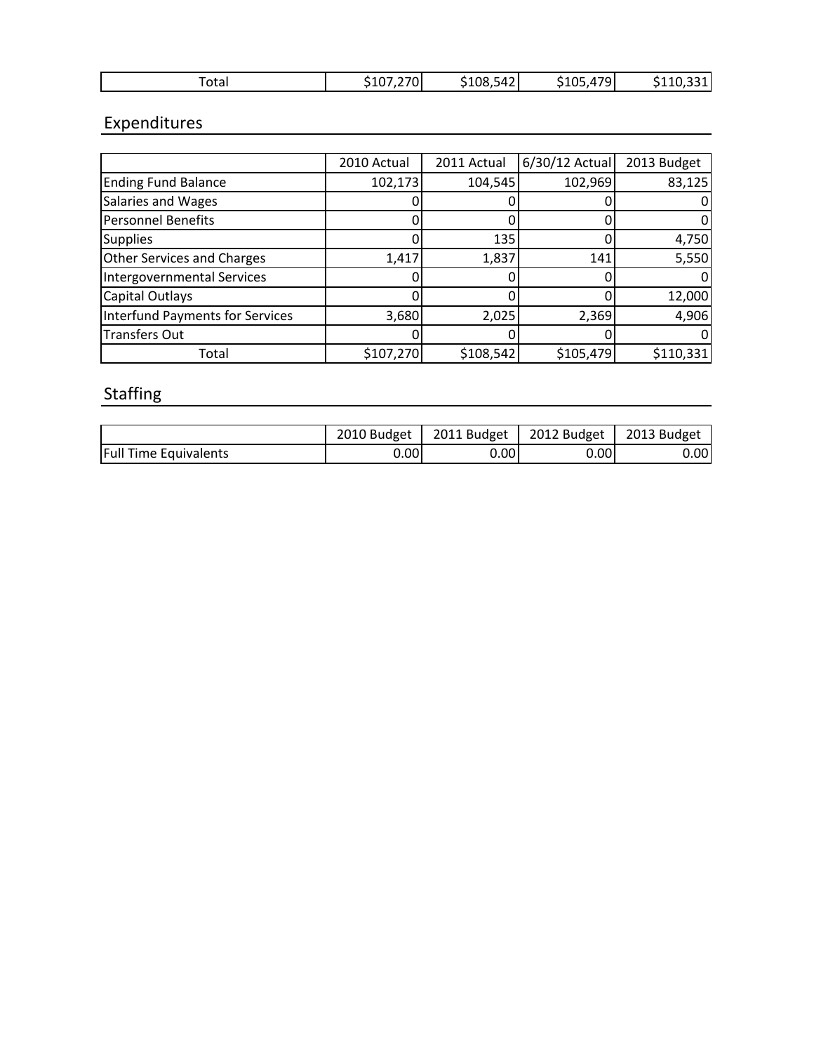| | | | | |
|---|---|---|---|---|
| Total | $107,270 | $108,542 | $105,479 | $110,331 |

## Expenditures

| | 2010 Actual | 2011 Actual | 6/30/12 Actual | 2013 Budget |
|---|---|---|---|---|
| Ending Fund Balance | 102,173 | 104,545 | 102,969 | 83,125 |
| Salaries and Wages | 0 | 0 | 0 | 0 |
| Personnel Benefits | 0 | 0 | 0 | 0 |
| Supplies | 0 | 135 | 0 | 4,750 |
| Other Services and Charges | 1,417 | 1,837 | 141 | 5,550 |
| Intergovernmental Services | 0 | 0 | 0 | 0 |
| Capital Outlays | 0 | 0 | 0 | 12,000 |
| Interfund Payments for Services | 3,680 | 2,025 | 2,369 | 4,906 |
| Transfers Out | 0 | 0 | 0 | 0 |
| Total | $107,270 | $108,542 | $105,479 | $110,331 |

## Staffing

| | 2010 Budget | 2011 Budget | 2012 Budget | 2013 Budget |
|---|---|---|---|---|
| Full Time Equivalents | 0.00 | 0.00 | 0.00 | 0.00 |